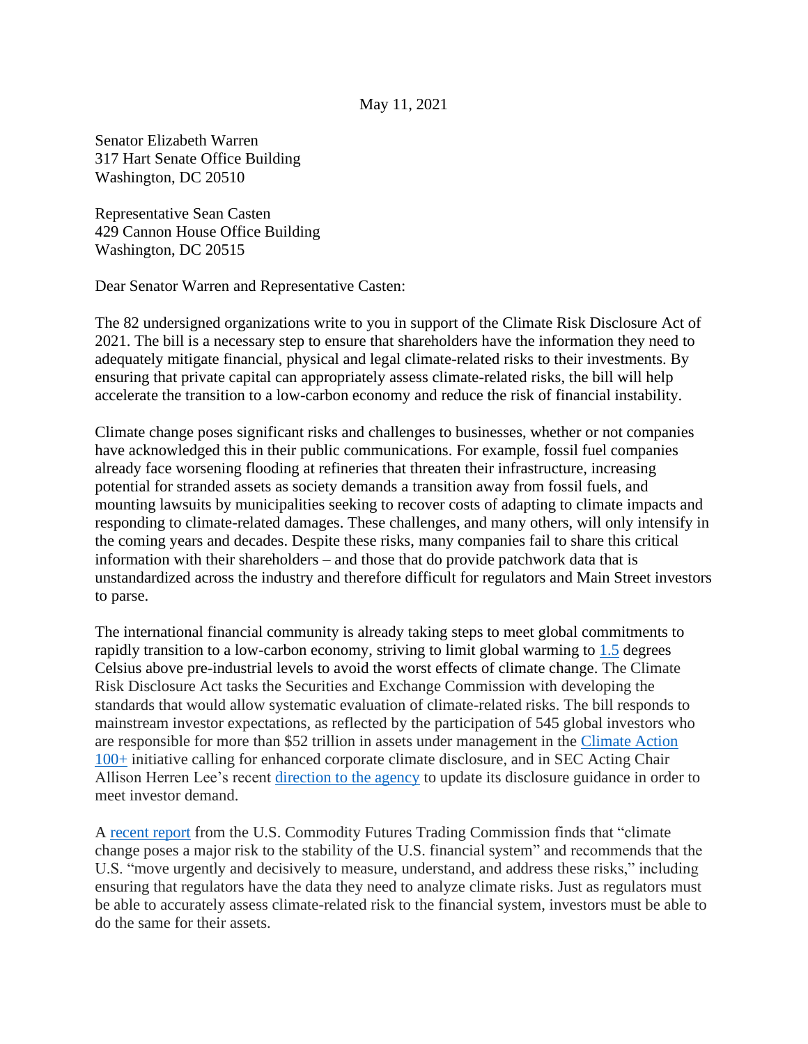May 11, 2021

Senator Elizabeth Warren
317 Hart Senate Office Building
Washington, DC 20510

Representative Sean Casten
429 Cannon House Office Building
Washington, DC 20515

Dear Senator Warren and Representative Casten:

The 82 undersigned organizations write to you in support of the Climate Risk Disclosure Act of 2021. The bill is a necessary step to ensure that shareholders have the information they need to adequately mitigate financial, physical and legal climate-related risks to their investments. By ensuring that private capital can appropriately assess climate-related risks, the bill will help accelerate the transition to a low-carbon economy and reduce the risk of financial instability.

Climate change poses significant risks and challenges to businesses, whether or not companies have acknowledged this in their public communications. For example, fossil fuel companies already face worsening flooding at refineries that threaten their infrastructure, increasing potential for stranded assets as society demands a transition away from fossil fuels, and mounting lawsuits by municipalities seeking to recover costs of adapting to climate impacts and responding to climate-related damages. These challenges, and many others, will only intensify in the coming years and decades. Despite these risks, many companies fail to share this critical information with their shareholders – and those that do provide patchwork data that is unstandardized across the industry and therefore difficult for regulators and Main Street investors to parse.

The international financial community is already taking steps to meet global commitments to rapidly transition to a low-carbon economy, striving to limit global warming to 1.5 degrees Celsius above pre-industrial levels to avoid the worst effects of climate change. The Climate Risk Disclosure Act tasks the Securities and Exchange Commission with developing the standards that would allow systematic evaluation of climate-related risks. The bill responds to mainstream investor expectations, as reflected by the participation of 545 global investors who are responsible for more than $52 trillion in assets under management in the Climate Action 100+ initiative calling for enhanced corporate climate disclosure, and in SEC Acting Chair Allison Herren Lee's recent direction to the agency to update its disclosure guidance in order to meet investor demand.

A recent report from the U.S. Commodity Futures Trading Commission finds that "climate change poses a major risk to the stability of the U.S. financial system" and recommends that the U.S. "move urgently and decisively to measure, understand, and address these risks," including ensuring that regulators have the data they need to analyze climate risks. Just as regulators must be able to accurately assess climate-related risk to the financial system, investors must be able to do the same for their assets.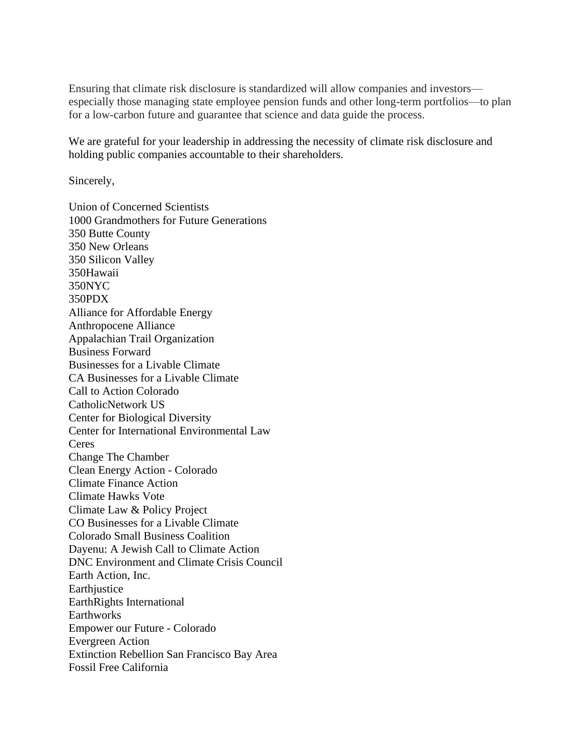Ensuring that climate risk disclosure is standardized will allow companies and investors—especially those managing state employee pension funds and other long-term portfolios—to plan for a low-carbon future and guarantee that science and data guide the process.

We are grateful for your leadership in addressing the necessity of climate risk disclosure and holding public companies accountable to their shareholders.

Sincerely,

Union of Concerned Scientists
1000 Grandmothers for Future Generations
350 Butte County
350 New Orleans
350 Silicon Valley
350Hawaii
350NYC
350PDX
Alliance for Affordable Energy
Anthropocene Alliance
Appalachian Trail Organization
Business Forward
Businesses for a Livable Climate
CA Businesses for a Livable Climate
Call to Action Colorado
CatholicNetwork US
Center for Biological Diversity
Center for International Environmental Law
Ceres
Change The Chamber
Clean Energy Action - Colorado
Climate Finance Action
Climate Hawks Vote
Climate Law & Policy Project
CO Businesses for a Livable Climate
Colorado Small Business Coalition
Dayenu: A Jewish Call to Climate Action
DNC Environment and Climate Crisis Council
Earth Action, Inc.
Earthjustice
EarthRights International
Earthworks
Empower our Future - Colorado
Evergreen Action
Extinction Rebellion San Francisco Bay Area
Fossil Free California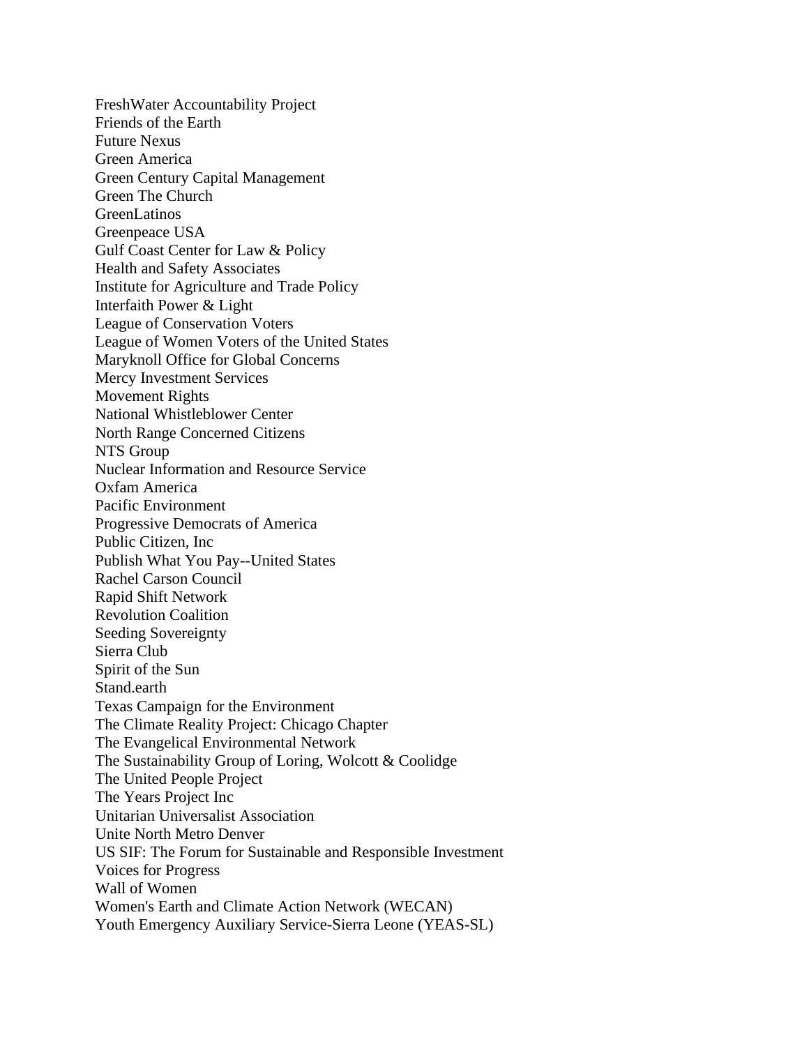FreshWater Accountability Project
Friends of the Earth
Future Nexus
Green America
Green Century Capital Management
Green The Church
GreenLatinos
Greenpeace USA
Gulf Coast Center for Law & Policy
Health and Safety Associates
Institute for Agriculture and Trade Policy
Interfaith Power & Light
League of Conservation Voters
League of Women Voters of the United States
Maryknoll Office for Global Concerns
Mercy Investment Services
Movement Rights
National Whistleblower Center
North Range Concerned Citizens
NTS Group
Nuclear Information and Resource Service
Oxfam America
Pacific Environment
Progressive Democrats of America
Public Citizen, Inc
Publish What You Pay--United States
Rachel Carson Council
Rapid Shift Network
Revolution Coalition
Seeding Sovereignty
Sierra Club
Spirit of the Sun
Stand.earth
Texas Campaign for the Environment
The Climate Reality Project: Chicago Chapter
The Evangelical Environmental Network
The Sustainability Group of Loring, Wolcott & Coolidge
The United People Project
The Years Project Inc
Unitarian Universalist Association
Unite North Metro Denver
US SIF: The Forum for Sustainable and Responsible Investment
Voices for Progress
Wall of Women
Women's Earth and Climate Action Network (WECAN)
Youth Emergency Auxiliary Service-Sierra Leone (YEAS-SL)